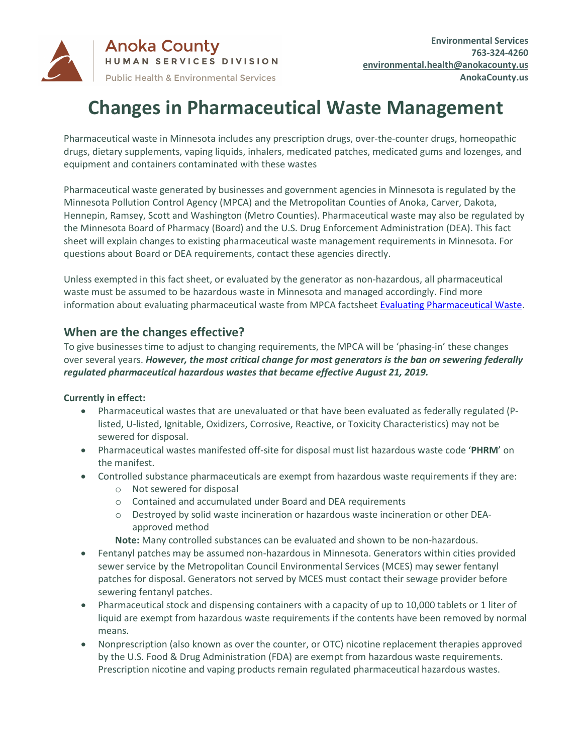Anoka County
HUMAN SERVICES DIVISION
Public Health & Environmental Services

**Environmental Services**
**763-324-4260**
**environmental.health@anokacounty.us**
**AnokaCounty.us**

# Changes in Pharmaceutical Waste Management

Pharmaceutical waste in Minnesota includes any prescription drugs, over-the-counter drugs, homeopathic drugs, dietary supplements, vaping liquids, inhalers, medicated patches, medicated gums and lozenges, and equipment and containers contaminated with these wastes

Pharmaceutical waste generated by businesses and government agencies in Minnesota is regulated by the Minnesota Pollution Control Agency (MPCA) and the Metropolitan Counties of Anoka, Carver, Dakota, Hennepin, Ramsey, Scott and Washington (Metro Counties). Pharmaceutical waste may also be regulated by the Minnesota Board of Pharmacy (Board) and the U.S. Drug Enforcement Administration (DEA). This fact sheet will explain changes to existing pharmaceutical waste management requirements in Minnesota. For questions about Board or DEA requirements, contact these agencies directly.

Unless exempted in this fact sheet, or evaluated by the generator as non-hazardous, all pharmaceutical waste must be assumed to be hazardous waste in Minnesota and managed accordingly. Find more information about evaluating pharmaceutical waste from MPCA factsheet Evaluating Pharmaceutical Waste.

## When are the changes effective?

To give businesses time to adjust to changing requirements, the MPCA will be 'phasing-in' these changes over several years. ***However, the most critical change for most generators is the ban on sewering federally regulated pharmaceutical hazardous wastes that became effective August 21, 2019.***

**Currently in effect:**

- Pharmaceutical wastes that are unevaluated or that have been evaluated as federally regulated (P-listed, U-listed, Ignitable, Oxidizers, Corrosive, Reactive, or Toxicity Characteristics) may not be sewered for disposal.
- Pharmaceutical wastes manifested off-site for disposal must list hazardous waste code '**PHRM**' on the manifest.
- Controlled substance pharmaceuticals are exempt from hazardous waste requirements if they are:
  - Not sewered for disposal
  - Contained and accumulated under Board and DEA requirements
  - Destroyed by solid waste incineration or hazardous waste incineration or other DEA-approved method

  **Note:** Many controlled substances can be evaluated and shown to be non-hazardous.
- Fentanyl patches may be assumed non-hazardous in Minnesota. Generators within cities provided sewer service by the Metropolitan Council Environmental Services (MCES) may sewer fentanyl patches for disposal. Generators not served by MCES must contact their sewage provider before sewering fentanyl patches.
- Pharmaceutical stock and dispensing containers with a capacity of up to 10,000 tablets or 1 liter of liquid are exempt from hazardous waste requirements if the contents have been removed by normal means.
- Nonprescription (also known as over the counter, or OTC) nicotine replacement therapies approved by the U.S. Food & Drug Administration (FDA) are exempt from hazardous waste requirements. Prescription nicotine and vaping products remain regulated pharmaceutical hazardous wastes.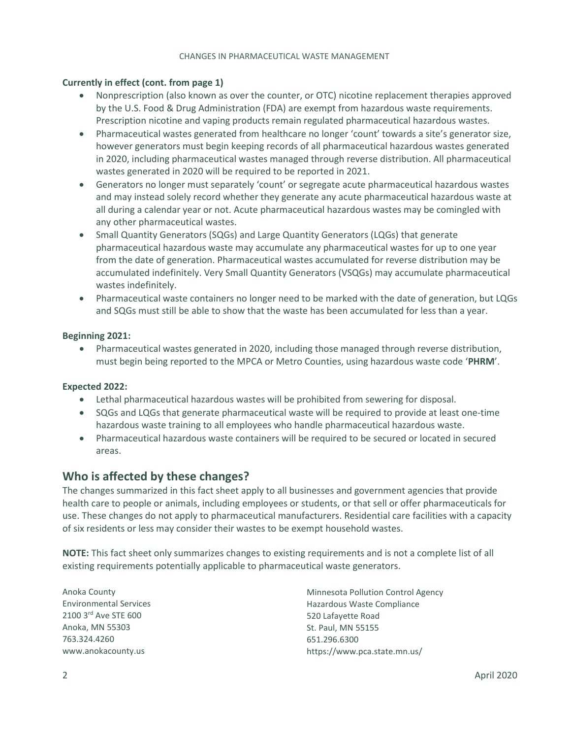**Currently in effect (cont. from page 1)**

- Nonprescription (also known as over the counter, or OTC) nicotine replacement therapies approved by the U.S. Food & Drug Administration (FDA) are exempt from hazardous waste requirements. Prescription nicotine and vaping products remain regulated pharmaceutical hazardous wastes.
- Pharmaceutical wastes generated from healthcare no longer 'count' towards a site's generator size, however generators must begin keeping records of all pharmaceutical hazardous wastes generated in 2020, including pharmaceutical wastes managed through reverse distribution. All pharmaceutical wastes generated in 2020 will be required to be reported in 2021.
- Generators no longer must separately 'count' or segregate acute pharmaceutical hazardous wastes and may instead solely record whether they generate any acute pharmaceutical hazardous waste at all during a calendar year or not. Acute pharmaceutical hazardous wastes may be comingled with any other pharmaceutical wastes.
- Small Quantity Generators (SQGs) and Large Quantity Generators (LQGs) that generate pharmaceutical hazardous waste may accumulate any pharmaceutical wastes for up to one year from the date of generation. Pharmaceutical wastes accumulated for reverse distribution may be accumulated indefinitely. Very Small Quantity Generators (VSQGs) may accumulate pharmaceutical wastes indefinitely.
- Pharmaceutical waste containers no longer need to be marked with the date of generation, but LQGs and SQGs must still be able to show that the waste has been accumulated for less than a year.

**Beginning 2021:**

- Pharmaceutical wastes generated in 2020, including those managed through reverse distribution, must begin being reported to the MPCA or Metro Counties, using hazardous waste code '**PHRM**'.

**Expected 2022:**

- Lethal pharmaceutical hazardous wastes will be prohibited from sewering for disposal.
- SQGs and LQGs that generate pharmaceutical waste will be required to provide at least one-time hazardous waste training to all employees who handle pharmaceutical hazardous waste.
- Pharmaceutical hazardous waste containers will be required to be secured or located in secured areas.

## Who is affected by these changes?

The changes summarized in this fact sheet apply to all businesses and government agencies that provide health care to people or animals, including employees or students, or that sell or offer pharmaceuticals for use. These changes do not apply to pharmaceutical manufacturers. Residential care facilities with a capacity of six residents or less may consider their wastes to be exempt household wastes.

**NOTE:** This fact sheet only summarizes changes to existing requirements and is not a complete list of all existing requirements potentially applicable to pharmaceutical waste generators.

Anoka County
Environmental Services
2100 3rd Ave STE 600
Anoka, MN 55303
763.324.4260
www.anokacounty.us

Minnesota Pollution Control Agency
Hazardous Waste Compliance
520 Lafayette Road
St. Paul, MN 55155
651.296.6300
https://www.pca.state.mn.us/